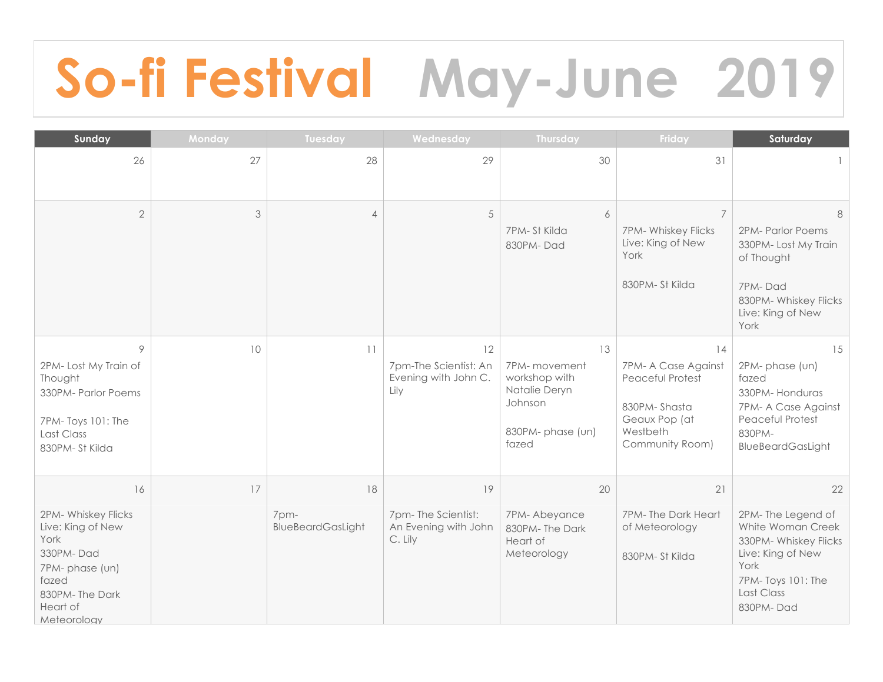# So-fi Festival May-June 2019

| Sunday | Monday | Tuesday | Wednesday | Thursday | Friday | Saturday |
|---|---|---|---|---|---|---|
| 26 | 27 | 28 | 29 | 30 | 31 | 1 |
| 2 | 3 | 4 | 5 | 6<br>7PM- St Kilda<br>830PM- Dad | 7<br>7PM- Whiskey Flicks Live: King of New York<br><br>830PM- St Kilda | 8<br>2PM- Parlor Poems<br>330PM- Lost My Train of Thought<br><br>7PM- Dad<br>830PM- Whiskey Flicks Live: King of New York |
| 9<br>2PM- Lost My Train of Thought<br>330PM- Parlor Poems<br><br>7PM- Toys 101: The Last Class<br>830PM- St Kilda | 10 | 11 | 12<br>7pm-The Scientist: An Evening with John C. Lily | 13<br>7PM- movement workshop with Natalie Deryn Johnson<br><br>830PM- phase (un) fazed | 14<br>7PM- A Case Against Peaceful Protest<br><br>830PM- Shasta Geaux Pop (at Westbeth Community Room) | 15<br>2PM- phase (un) fazed<br>330PM- Honduras<br>7PM- A Case Against Peaceful Protest<br>830PM- BlueBeardGasLight |
| 16<br>2PM- Whiskey Flicks Live: King of New York<br>330PM- Dad<br>7PM- phase (un) fazed<br>830PM- The Dark Heart of Meteorology | 17 | 18<br>7pm- BlueBeardGasLight | 19<br>7pm- The Scientist: An Evening with John C. Lily | 20<br>7PM- Abeyance<br>830PM- The Dark Heart of Meteorology | 21<br>7PM- The Dark Heart of Meteorology<br><br>830PM- St Kilda | 22<br>2PM- The Legend of White Woman Creek<br>330PM- Whiskey Flicks Live: King of New York<br>7PM- Toys 101: The Last Class<br>830PM- Dad |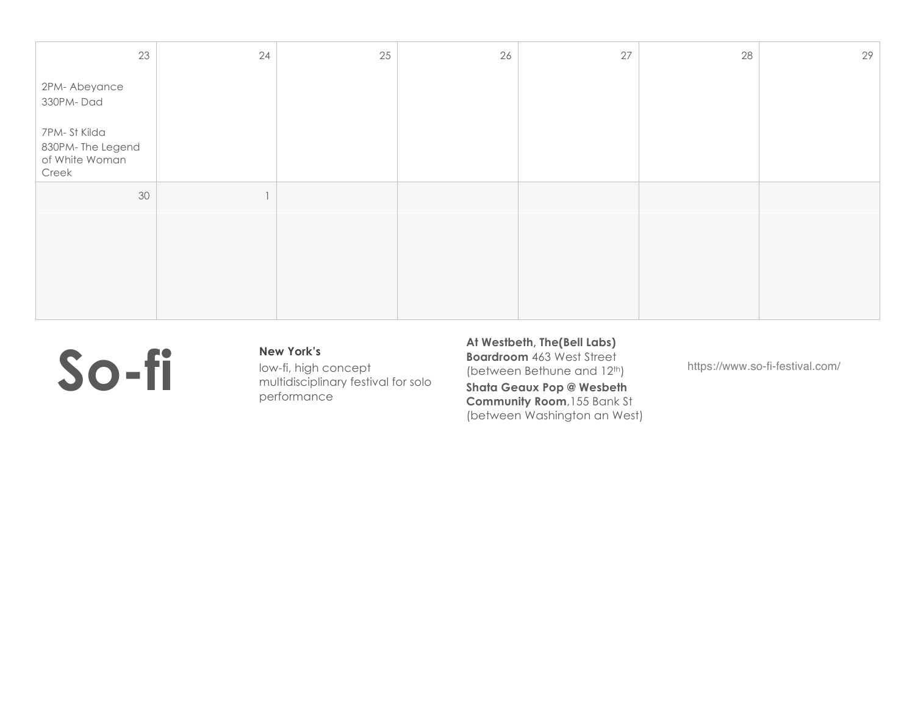| | | | | | | |
|---|---|---|---|---|---|---|
| 23<br><br>2PM- Abeyance<br>330PM- Dad<br><br>7PM- St Kilda<br>830PM- The Legend of White Woman Creek | 24 | 25 | 26 | 27 | 28 | 29 |
| 30 | 1 | | | | | |

# So-fi

**New York's**
low-fi, high concept multidisciplinary festival for solo performance

**At Westbeth, The(Bell Labs) Boardroom** 463 West Street (between Bethune and 12th)
**Shata Geaux Pop @ Wesbeth Community Room**,155 Bank St (between Washington an West)

https://www.so-fi-festival.com/